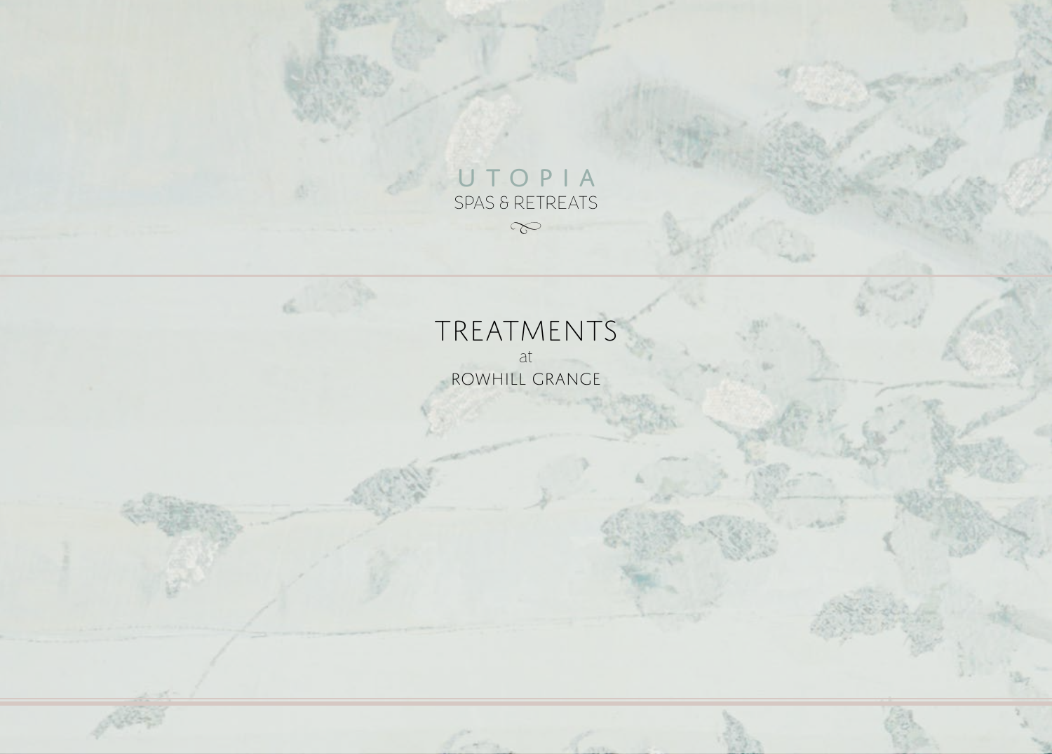UTOPIA

SPAS & RETREATS

# TREATMENTS

at

ROWHILL GRANGE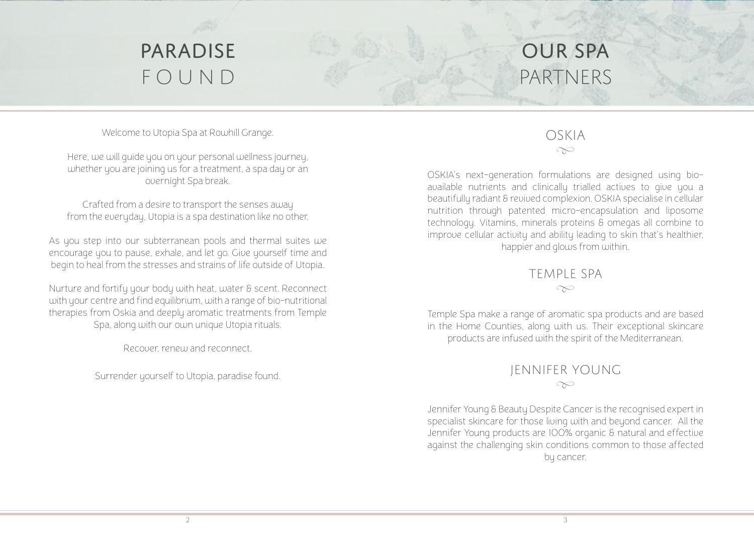# PARADISE FOUND

Welcome to Utopia Spa at Rowhill Grange.

Here, we will guide you on your personal wellness journey, whether you are joining us for a treatment, a spa day or an overnight Spa break.

Crafted from a desire to transport the senses away from the everyday, Utopia is a spa destination like no other.

As you step into our subterranean pools and thermal suites we encourage you to pause, exhale, and let go. Give yourself time and begin to heal from the stresses and strains of life outside of Utopia.

Nurture and fortify your body with heat, water & scent. Reconnect with your centre and find equilibrium, with a range of bio-nutritional therapies from Oskia and deeply aromatic treatments from Temple Spa, along with our own unique Utopia rituals.

Recover, renew and reconnect.

Surrender yourself to Utopia, paradise found.

# OUR SPA PARTNERS

## OSKIA

OSKIA's next-generation formulations are designed using bio-available nutrients and clinically trialled actives to give you a beautifully radiant & revived complexion. OSKIA specialise in cellular nutrition through patented micro-encapsulation and liposome technology. Vitamins, minerals proteins & omegas all combine to improve cellular activity and ability leading to skin that's healthier, happier and glows from within.

## TEMPLE SPA

Temple Spa make a range of aromatic spa products and are based in the Home Counties, along with us. Their exceptional skincare products are infused with the spirit of the Mediterranean.

## JENNIFER YOUNG

Jennifer Young & Beauty Despite Cancer is the recognised expert in specialist skincare for those living with and beyond cancer. All the Jennifer Young products are 100% organic & natural and effective against the challenging skin conditions common to those affected by cancer.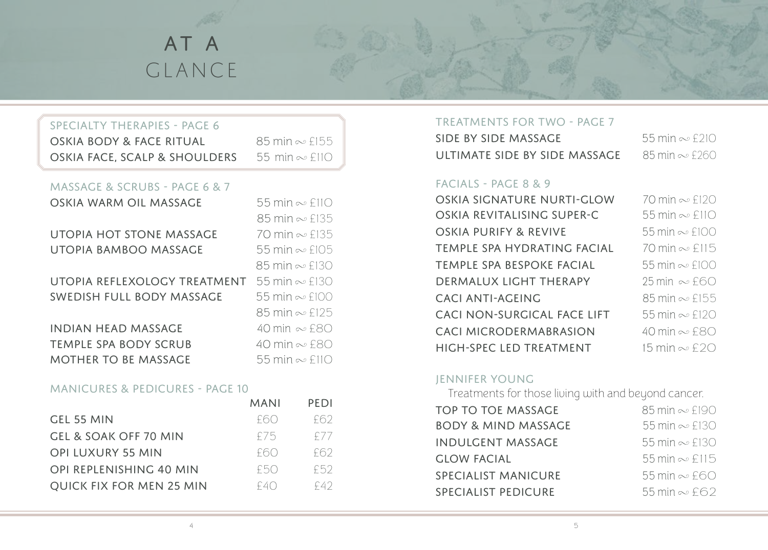# AT A GLANCE

## SPECIALTY THERAPIES - PAGE 6

| Treatment | Duration & Price |
| --- | --- |
| OSKIA BODY & FACE RITUAL | 85 min ~ £155 |
| OSKIA FACE, SCALP & SHOULDERS | 55 min ~ £110 |

## MASSAGE & SCRUBS - PAGE 6 & 7

| Treatment | Duration & Price |
| --- | --- |
| OSKIA WARM OIL MASSAGE | 55 min ~ £110 |
| | 85 min ~ £135 |
| UTOPIA HOT STONE MASSAGE | 70 min ~ £135 |
| UTOPIA BAMBOO MASSAGE | 55 min ~ £105 |
| | 85 min ~ £130 |
| UTOPIA REFLEXOLOGY TREATMENT | 55 min ~ £130 |
| SWEDISH FULL BODY MASSAGE | 55 min ~ £100 |
| | 85 min ~ £125 |
| INDIAN HEAD MASSAGE | 40 min ~ £80 |
| TEMPLE SPA BODY SCRUB | 40 min ~ £80 |
| MOTHER TO BE MASSAGE | 55 min ~ £110 |

## MANICURES & PEDICURES - PAGE 10

| | MANI | PEDI |
| --- | --- | --- |
| GEL 55 MIN | £60 | £62 |
| GEL & SOAK OFF 70 MIN | £75 | £77 |
| OPI LUXURY 55 MIN | £60 | £62 |
| OPI REPLENISHING 40 MIN | £50 | £52 |
| QUICK FIX FOR MEN 25 MIN | £40 | £42 |

## TREATMENTS FOR TWO - PAGE 7

| Treatment | Duration & Price |
| --- | --- |
| SIDE BY SIDE MASSAGE | 55 min ~ £210 |
| ULTIMATE SIDE BY SIDE MASSAGE | 85 min ~ £260 |

## FACIALS - PAGE 8 & 9

| Treatment | Duration & Price |
| --- | --- |
| OSKIA SIGNATURE NURTI-GLOW | 70 min ~ £120 |
| OSKIA REVITALISING SUPER-C | 55 min ~ £110 |
| OSKIA PURIFY & REVIVE | 55 min ~ £100 |
| TEMPLE SPA HYDRATING FACIAL | 70 min ~ £115 |
| TEMPLE SPA BESPOKE FACIAL | 55 min ~ £100 |
| DERMALUX LIGHT THERAPY | 25 min ~ £60 |
| CACI ANTI-AGEING | 85 min ~ £155 |
| CACI NON-SURGICAL FACE LIFT | 55 min ~ £120 |
| CACI MICRODERMABRASION | 40 min ~ £80 |
| HIGH-SPEC LED TREATMENT | 15 min ~ £20 |

## JENNIFER YOUNG

Treatments for those living with and beyond cancer.

| Treatment | Duration & Price |
| --- | --- |
| TOP TO TOE MASSAGE | 85 min ~ £190 |
| BODY & MIND MASSAGE | 55 min ~ £130 |
| INDULGENT MASSAGE | 55 min ~ £130 |
| GLOW FACIAL | 55 min ~ £115 |
| SPECIALIST MANICURE | 55 min ~ £60 |
| SPECIALIST PEDICURE | 55 min ~ £62 |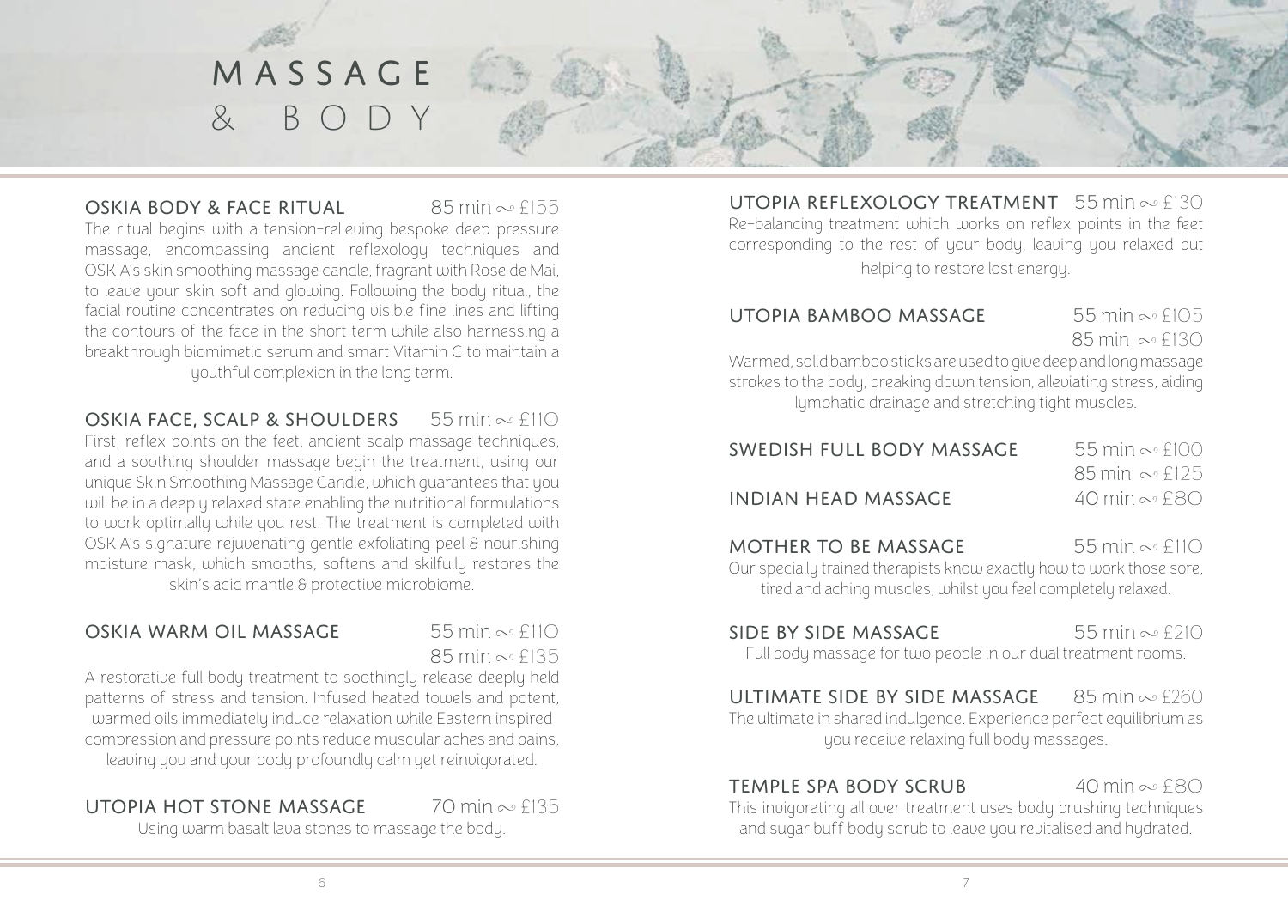# MASSAGE & BODY

### OSKIA BODY & FACE RITUAL 85 min ~ £155

The ritual begins with a tension-relieving bespoke deep pressure massage, encompassing ancient reflexology techniques and OSKIA's skin smoothing massage candle, fragrant with Rose de Mai, to leave your skin soft and glowing. Following the body ritual, the facial routine concentrates on reducing visible fine lines and lifting the contours of the face in the short term while also harnessing a breakthrough biomimetic serum and smart Vitamin C to maintain a youthful complexion in the long term.

### OSKIA FACE, SCALP & SHOULDERS 55 min ~ £110

First, reflex points on the feet, ancient scalp massage techniques, and a soothing shoulder massage begin the treatment, using our unique Skin Smoothing Massage Candle, which guarantees that you will be in a deeply relaxed state enabling the nutritional formulations to work optimally while you rest. The treatment is completed with OSKIA's signature rejuvenating gentle exfoliating peel & nourishing moisture mask, which smooths, softens and skilfully restores the skin's acid mantle & protective microbiome.

### OSKIA WARM OIL MASSAGE 55 min ~ £110 / 85 min ~ £135

A restorative full body treatment to soothingly release deeply held patterns of stress and tension. Infused heated towels and potent, warmed oils immediately induce relaxation while Eastern inspired compression and pressure points reduce muscular aches and pains, leaving you and your body profoundly calm yet reinvigorated.

### UTOPIA HOT STONE MASSAGE 70 min ~ £135

Using warm basalt lava stones to massage the body.

### UTOPIA REFLEXOLOGY TREATMENT 55 min ~ £130

Re-balancing treatment which works on reflex points in the feet corresponding to the rest of your body, leaving you relaxed but helping to restore lost energy.

### UTOPIA BAMBOO MASSAGE 55 min ~ £105 / 85 min ~ £130

Warmed, solid bamboo sticks are used to give deep and long massage strokes to the body, breaking down tension, alleviating stress, aiding lymphatic drainage and stretching tight muscles.

### SWEDISH FULL BODY MASSAGE 55 min ~ £100 / 85 min ~ £125

### INDIAN HEAD MASSAGE 40 min ~ £80

### MOTHER TO BE MASSAGE 55 min ~ £110

Our specially trained therapists know exactly how to work those sore, tired and aching muscles, whilst you feel completely relaxed.

### SIDE BY SIDE MASSAGE 55 min ~ £210

Full body massage for two people in our dual treatment rooms.

### ULTIMATE SIDE BY SIDE MASSAGE 85 min ~ £260

The ultimate in shared indulgence. Experience perfect equilibrium as you receive relaxing full body massages.

### TEMPLE SPA BODY SCRUB 40 min ~ £80

This invigorating all over treatment uses body brushing techniques and sugar buff body scrub to leave you revitalised and hydrated.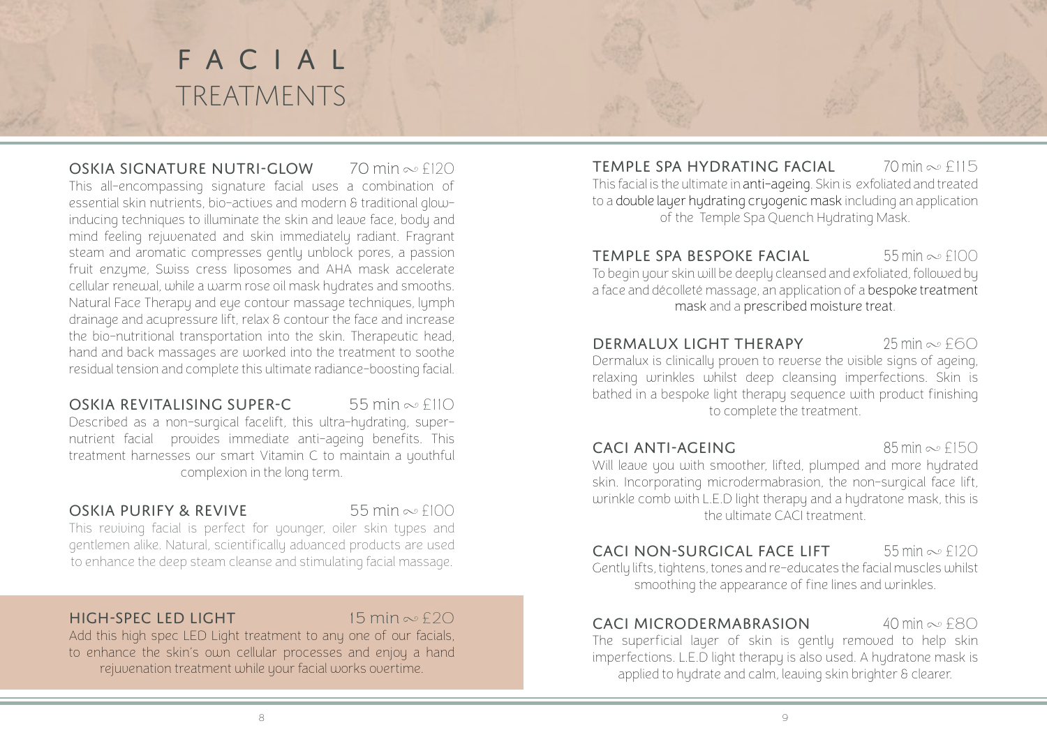# FACIAL TREATMENTS

### OSKIA SIGNATURE NUTRI-GLOW — 70 min ~ £120

This all-encompassing signature facial uses a combination of essential skin nutrients, bio-actives and modern & traditional glow-inducing techniques to illuminate the skin and leave face, body and mind feeling rejuvenated and skin immediately radiant. Fragrant steam and aromatic compresses gently unblock pores, a passion fruit enzyme, Swiss cress liposomes and AHA mask accelerate cellular renewal, while a warm rose oil mask hydrates and smooths. Natural Face Therapy and eye contour massage techniques, lymph drainage and acupressure lift, relax & contour the face and increase the bio-nutritional transportation into the skin. Therapeutic head, hand and back massages are worked into the treatment to soothe residual tension and complete this ultimate radiance-boosting facial.

### OSKIA REVITALISING SUPER-C — 55 min ~ £110

Described as a non-surgical facelift, this ultra-hydrating, super-nutrient facial provides immediate anti-ageing benefits. This treatment harnesses our smart Vitamin C to maintain a youthful complexion in the long term.

### OSKIA PURIFY & REVIVE — 55 min ~ £100

This reviving facial is perfect for younger, oiler skin types and gentlemen alike. Natural, scientifically advanced products are used to enhance the deep steam cleanse and stimulating facial massage.

### HIGH-SPEC LED LIGHT — 15 min ~ £20

Add this high spec LED Light treatment to any one of our facials, to enhance the skin's own cellular processes and enjoy a hand rejuvenation treatment while your facial works overtime.

### TEMPLE SPA HYDRATING FACIAL — 70 min ~ £115

This facial is the ultimate in anti-ageing. Skin is exfoliated and treated to a double layer hydrating cryogenic mask including an application of the Temple Spa Quench Hydrating Mask.

### TEMPLE SPA BESPOKE FACIAL — 55 min ~ £100

To begin your skin will be deeply cleansed and exfoliated, followed by a face and décolleté massage, an application of a bespoke treatment mask and a prescribed moisture treat.

### DERMALUX LIGHT THERAPY — 25 min ~ £60

Dermalux is clinically proven to reverse the visible signs of ageing, relaxing wrinkles whilst deep cleansing imperfections. Skin is bathed in a bespoke light therapy sequence with product finishing to complete the treatment.

### CACI ANTI-AGEING — 85 min ~ £150

Will leave you with smoother, lifted, plumped and more hydrated skin. Incorporating microdermabrasion, the non-surgical face lift, wrinkle comb with L.E.D light therapy and a hydratone mask, this is the ultimate CACI treatment.

### CACI NON-SURGICAL FACE LIFT — 55 min ~ £120

Gently lifts, tightens, tones and re-educates the facial muscles whilst smoothing the appearance of fine lines and wrinkles.

### CACI MICRODERMABRASION — 40 min ~ £80

The superficial layer of skin is gently removed to help skin imperfections. L.E.D light therapy is also used. A hydratone mask is applied to hydrate and calm, leaving skin brighter & clearer.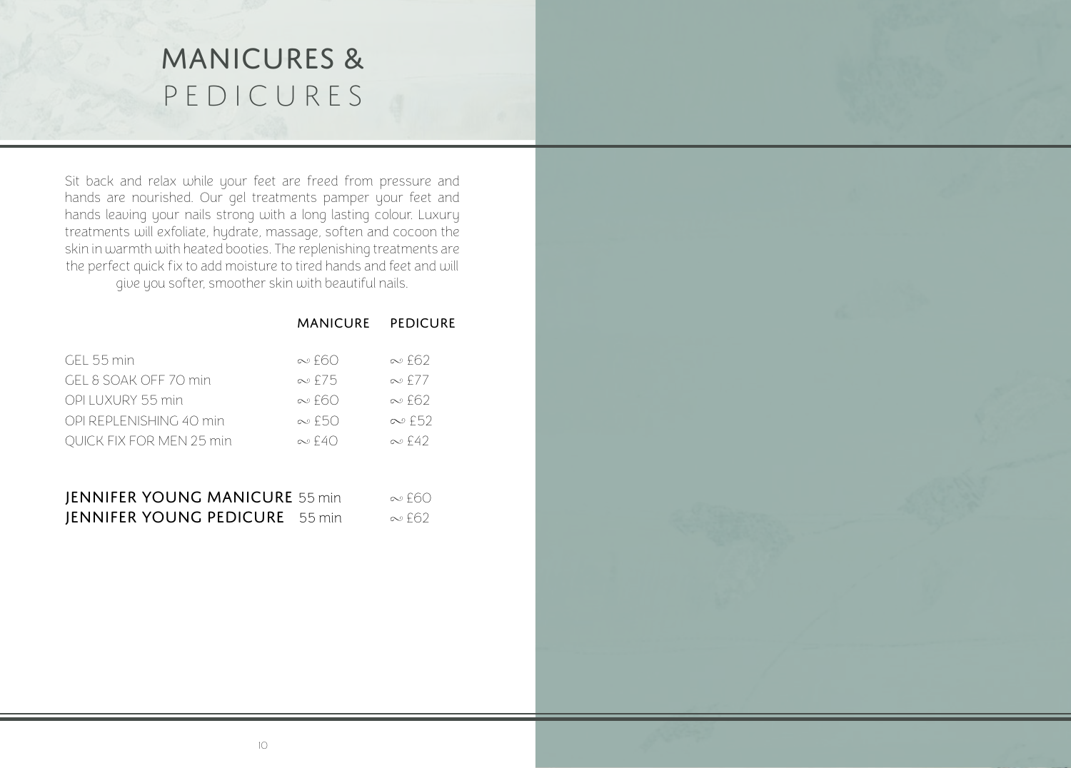# MANICURES & PEDICURES

Sit back and relax while your feet are freed from pressure and hands are nourished. Our gel treatments pamper your feet and hands leaving your nails strong with a long lasting colour. Luxury treatments will exfoliate, hydrate, massage, soften and cocoon the skin in warmth with heated booties. The replenishing treatments are the perfect quick fix to add moisture to tired hands and feet and will give you softer, smoother skin with beautiful nails.

| | MANICURE | PEDICURE |
|---|---|---|
| GEL 55 min | ~ £60 | ~ £62 |
| GEL & SOAK OFF 70 min | ~ £75 | ~ £77 |
| OPI LUXURY 55 min | ~ £60 | ~ £62 |
| OPI REPLENISHING 40 min | ~ £50 | ~ £52 |
| QUICK FIX FOR MEN 25 min | ~ £40 | ~ £42 |

**JENNIFER YOUNG MANICURE** 55 min ~ £60

**JENNIFER YOUNG PEDICURE** 55 min ~ £62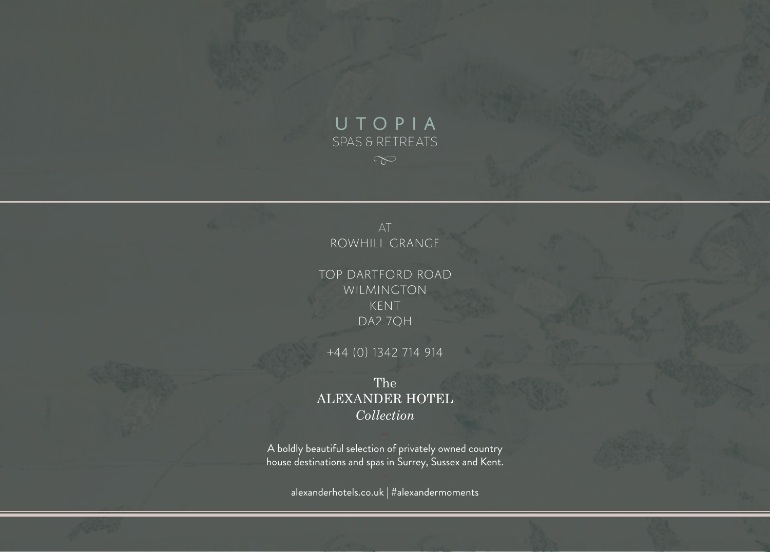# UTOPIA

SPAS & RETREATS

AT
ROWHILL GRANGE

TOP DARTFORD ROAD
WILMINGTON
KENT
DA2 7QH

+44 (0) 1342 714 914

The
ALEXANDER HOTEL
*Collection*

A boldly beautiful selection of privately owned country house destinations and spas in Surrey, Sussex and Kent.

alexanderhotels.co.uk | #alexandermoments